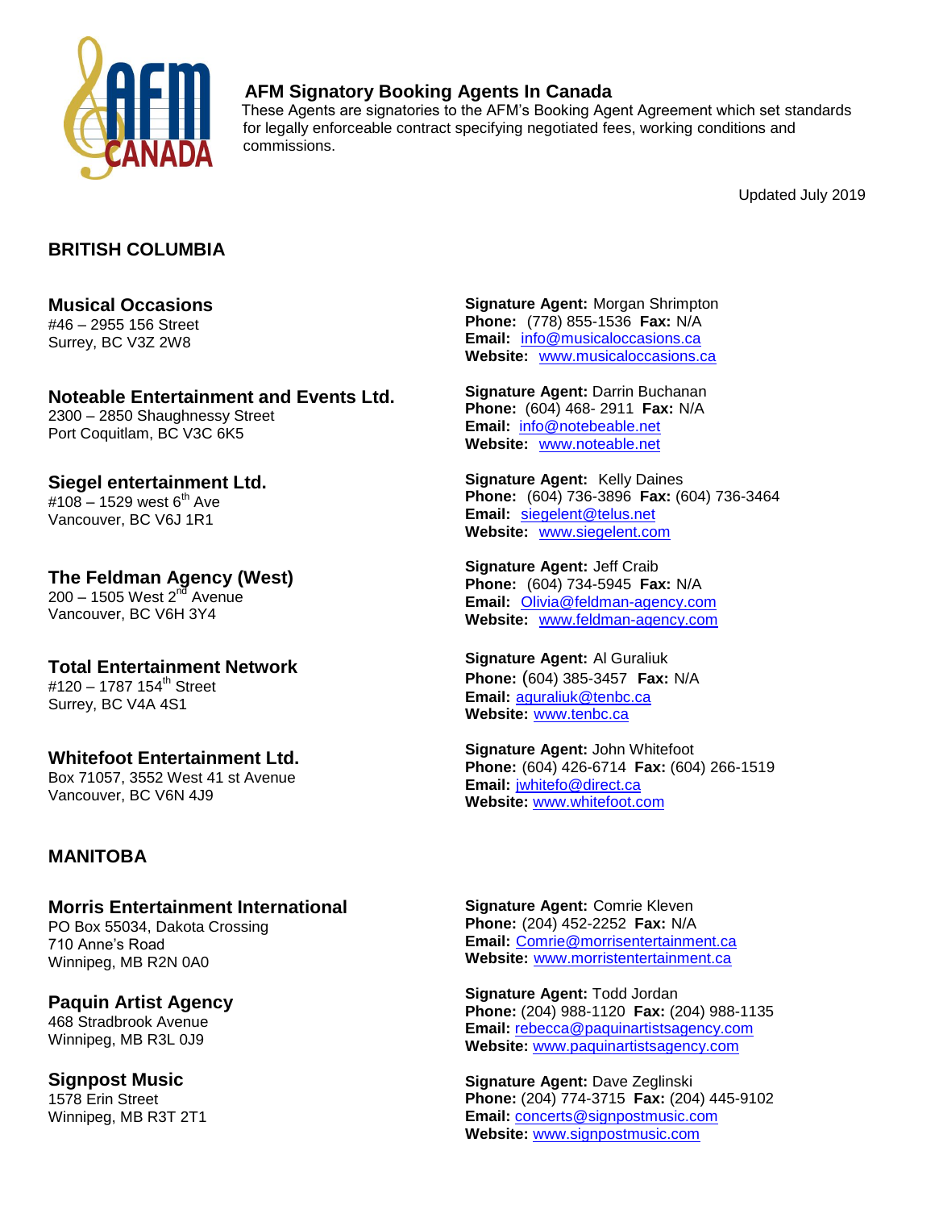## AFM Signatory Booking Agents In Canada

These Agents are signatories to the AFM's Booking Agent Agreement which set standards for legally enforceable contract specifying negotiated fees, working conditions and commissions.

Updated July 2019

## BRITISH COLUMBIA

### Musical Occasions

#46 – 2955 156 Street
Surrey, BC V3Z 2W8

**Signature Agent:** Morgan Shrimpton
**Phone:** (778) 855-1536 **Fax:** N/A
**Email:** info@musicaloccasions.ca
**Website:** www.musicaloccasions.ca

### Noteable Entertainment and Events Ltd.

2300 – 2850 Shaughnessy Street
Port Coquitlam, BC V3C 6K5

**Signature Agent:** Darrin Buchanan
**Phone:** (604) 468- 2911 **Fax:** N/A
**Email:** info@notebeable.net
**Website:** www.noteable.net

### Siegel entertainment Ltd.

#108 – 1529 west 6th Ave
Vancouver, BC V6J 1R1

**Signature Agent:** Kelly Daines
**Phone:** (604) 736-3896 **Fax:** (604) 736-3464
**Email:** siegelent@telus.net
**Website:** www.siegelent.com

### The Feldman Agency (West)

200 – 1505 West 2nd Avenue
Vancouver, BC V6H 3Y4

**Signature Agent:** Jeff Craib
**Phone:** (604) 734-5945 **Fax:** N/A
**Email:** Olivia@feldman-agency.com
**Website:** www.feldman-agency.com

### Total Entertainment Network

#120 – 1787 154th Street
Surrey, BC V4A 4S1

**Signature Agent:** Al Guraliuk
**Phone:** (604) 385-3457 **Fax:** N/A
**Email:** aguraliuk@tenbc.ca
**Website:** www.tenbc.ca

### Whitefoot Entertainment Ltd.

Box 71057, 3552 West 41 st Avenue
Vancouver, BC V6N 4J9

**Signature Agent:** John Whitefoot
**Phone:** (604) 426-6714 **Fax:** (604) 266-1519
**Email:** jwhitefo@direct.ca
**Website:** www.whitefoot.com

## MANITOBA

### Morris Entertainment International

PO Box 55034, Dakota Crossing
710 Anne's Road
Winnipeg, MB R2N 0A0

**Signature Agent:** Comrie Kleven
**Phone:** (204) 452-2252 **Fax:** N/A
**Email:** Comrie@morrisentertainment.ca
**Website:** www.morristentertainment.ca

### Paquin Artist Agency

468 Stradbrook Avenue
Winnipeg, MB R3L 0J9

**Signature Agent:** Todd Jordan
**Phone:** (204) 988-1120 **Fax:** (204) 988-1135
**Email:** rebecca@paquinartistsagency.com
**Website:** www.paquinartistsagency.com

### Signpost Music

1578 Erin Street
Winnipeg, MB R3T 2T1

**Signature Agent:** Dave Zeglinski
**Phone:** (204) 774-3715 **Fax:** (204) 445-9102
**Email:** concerts@signpostmusic.com
**Website:** www.signpostmusic.com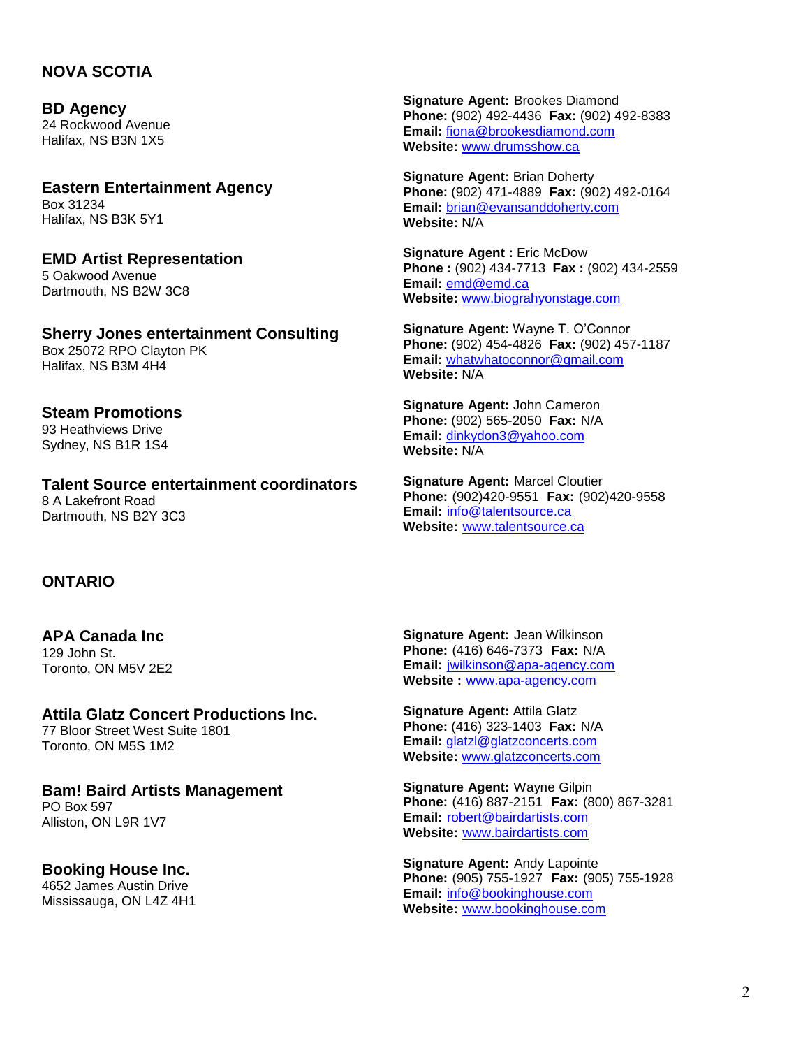## NOVA SCOTIA

### BD Agency
24 Rockwood Avenue
Halifax, NS B3N 1X5

**Signature Agent:** Brookes Diamond
**Phone:** (902) 492-4436 **Fax:** (902) 492-8383
**Email:** fiona@brookesdiamond.com
**Website:** www.drumsshow.ca

### Eastern Entertainment Agency
Box 31234
Halifax, NS B3K 5Y1

**Signature Agent:** Brian Doherty
**Phone:** (902) 471-4889 **Fax:** (902) 492-0164
**Email:** brian@evansanddoherty.com
**Website:** N/A

### EMD Artist Representation
5 Oakwood Avenue
Dartmouth, NS B2W 3C8

**Signature Agent :** Eric McDow
**Phone :** (902) 434-7713 **Fax :** (902) 434-2559
**Email:** emd@emd.ca
**Website:** www.biograhyonstage.com

### Sherry Jones entertainment Consulting
Box 25072 RPO Clayton PK
Halifax, NS B3M 4H4

**Signature Agent:** Wayne T. O'Connor
**Phone:** (902) 454-4826 **Fax:** (902) 457-1187
**Email:** whatwhatoconnor@gmail.com
**Website:** N/A

### Steam Promotions
93 Heathviews Drive
Sydney, NS B1R 1S4

**Signature Agent:** John Cameron
**Phone:** (902) 565-2050 **Fax:** N/A
**Email:** dinkydon3@yahoo.com
**Website:** N/A

### Talent Source entertainment coordinators
8 A Lakefront Road
Dartmouth, NS B2Y 3C3

**Signature Agent:** Marcel Cloutier
**Phone:** (902)420-9551 **Fax:** (902)420-9558
**Email:** info@talentsource.ca
**Website:** www.talentsource.ca

## ONTARIO

### APA Canada Inc
129 John St.
Toronto, ON M5V 2E2

**Signature Agent:** Jean Wilkinson
**Phone:** (416) 646-7373 **Fax:** N/A
**Email:** jwilkinson@apa-agency.com
**Website :** www.apa-agency.com

### Attila Glatz Concert Productions Inc.
77 Bloor Street West Suite 1801
Toronto, ON M5S 1M2

**Signature Agent:** Attila Glatz
**Phone:** (416) 323-1403 **Fax:** N/A
**Email:** glatzl@glatzconcerts.com
**Website:** www.glatzconcerts.com

### Bam! Baird Artists Management
PO Box 597
Alliston, ON L9R 1V7

**Signature Agent:** Wayne Gilpin
**Phone:** (416) 887-2151 **Fax:** (800) 867-3281
**Email:** robert@bairdartists.com
**Website:** www.bairdartists.com

### Booking House Inc.
4652 James Austin Drive
Mississauga, ON L4Z 4H1

**Signature Agent:** Andy Lapointe
**Phone:** (905) 755-1927 **Fax:** (905) 755-1928
**Email:** info@bookinghouse.com
**Website:** www.bookinghouse.com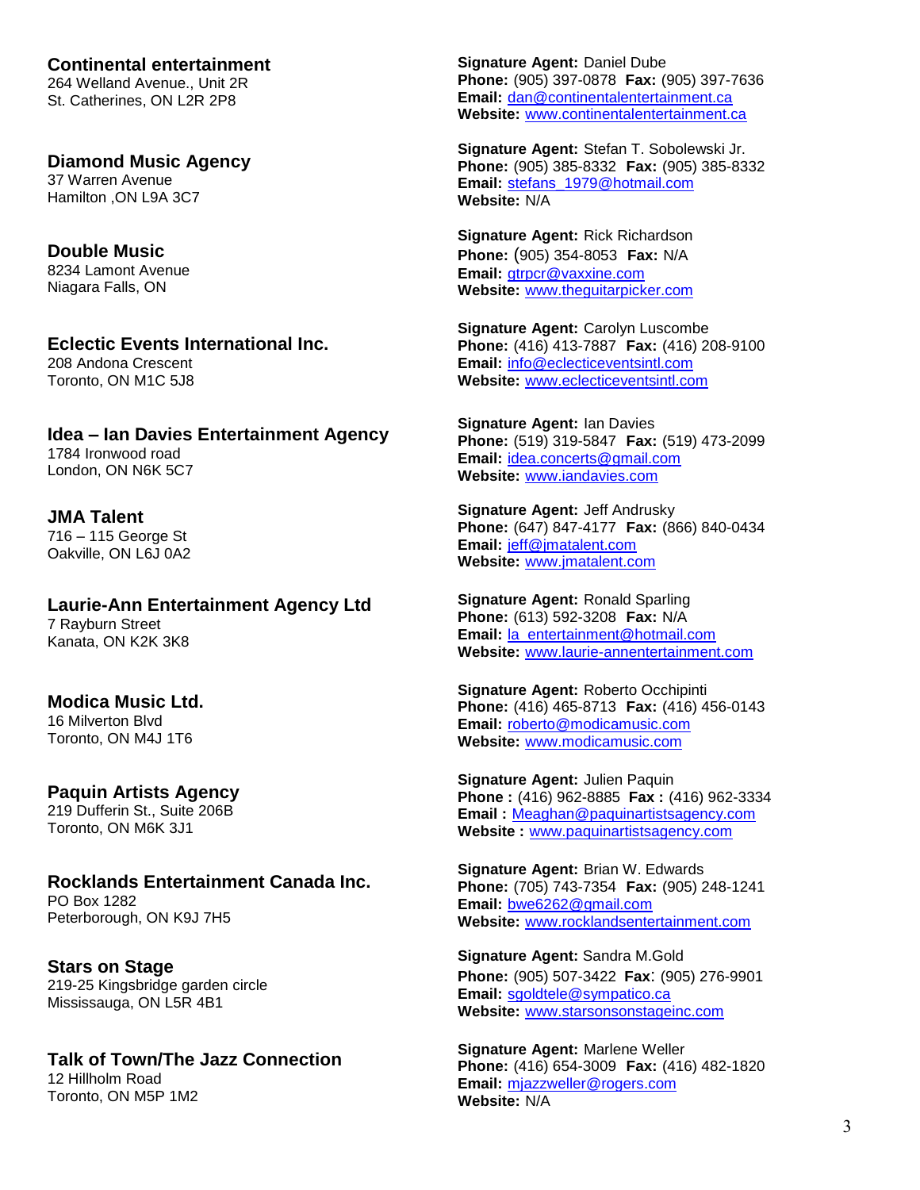**Continental entertainment**
264 Welland Avenue., Unit 2R
St. Catherines, ON L2R 2P8

**Signature Agent:** Daniel Dube
**Phone:** (905) 397-0878 **Fax:** (905) 397-7636
**Email:** dan@continentalentertainment.ca
**Website:** www.continentalentertainment.ca

**Diamond Music Agency**
37 Warren Avenue
Hamilton ,ON L9A 3C7

**Signature Agent:** Stefan T. Sobolewski Jr.
**Phone:** (905) 385-8332 **Fax:** (905) 385-8332
**Email:** stefans_1979@hotmail.com
**Website:** N/A

**Double Music**
8234 Lamont Avenue
Niagara Falls, ON

**Signature Agent:** Rick Richardson
**Phone:** (905) 354-8053 **Fax:** N/A
**Email:** gtrpcr@vaxxine.com
**Website:** www.theguitarpicker.com

**Eclectic Events International Inc.**
208 Andona Crescent
Toronto, ON M1C 5J8

**Signature Agent:** Carolyn Luscombe
**Phone:** (416) 413-7887 **Fax:** (416) 208-9100
**Email:** info@eclecticeventsintl.com
**Website:** www.eclecticeventsintl.com

**Idea – Ian Davies Entertainment Agency**
1784 Ironwood road
London, ON N6K 5C7

**Signature Agent:** Ian Davies
**Phone:** (519) 319-5847 **Fax:** (519) 473-2099
**Email:** idea.concerts@gmail.com
**Website:** www.iandavies.com

**JMA Talent**
716 – 115 George St
Oakville, ON L6J 0A2

**Signature Agent:** Jeff Andrusky
**Phone:** (647) 847-4177 **Fax:** (866) 840-0434
**Email:** jeff@jmatalent.com
**Website:** www.jmatalent.com

**Laurie-Ann Entertainment Agency Ltd**
7 Rayburn Street
Kanata, ON K2K 3K8

**Signature Agent:** Ronald Sparling
**Phone:** (613) 592-3208 **Fax:** N/A
**Email:** la_entertainment@hotmail.com
**Website:** www.laurie-annentertainment.com

**Modica Music Ltd.**
16 Milverton Blvd
Toronto, ON M4J 1T6

**Signature Agent:** Roberto Occhipinti
**Phone:** (416) 465-8713 **Fax:** (416) 456-0143
**Email:** roberto@modicamusic.com
**Website:** www.modicamusic.com

**Paquin Artists Agency**
219 Dufferin St., Suite 206B
Toronto, ON M6K 3J1

**Signature Agent:** Julien Paquin
**Phone :** (416) 962-8885 **Fax :** (416) 962-3334
**Email :** Meaghan@paquinartistsagency.com
**Website :** www.paquinartistsagency.com

**Rocklands Entertainment Canada Inc.**
PO Box 1282
Peterborough, ON K9J 7H5

**Signature Agent:** Brian W. Edwards
**Phone:** (705) 743-7354 **Fax:** (905) 248-1241
**Email:** bwe6262@gmail.com
**Website:** www.rocklandsentertainment.com

**Stars on Stage**
219-25 Kingsbridge garden circle
Mississauga, ON L5R 4B1

**Signature Agent:** Sandra M.Gold
**Phone:** (905) 507-3422 **Fax**: (905) 276-9901
**Email:** sgoldtele@sympatico.ca
**Website:** www.starsonstageinc.com

**Talk of Town/The Jazz Connection**
12 Hillholm Road
Toronto, ON M5P 1M2

**Signature Agent:** Marlene Weller
**Phone:** (416) 654-3009 **Fax:** (416) 482-1820
**Email:** mjazzweller@rogers.com
**Website:** N/A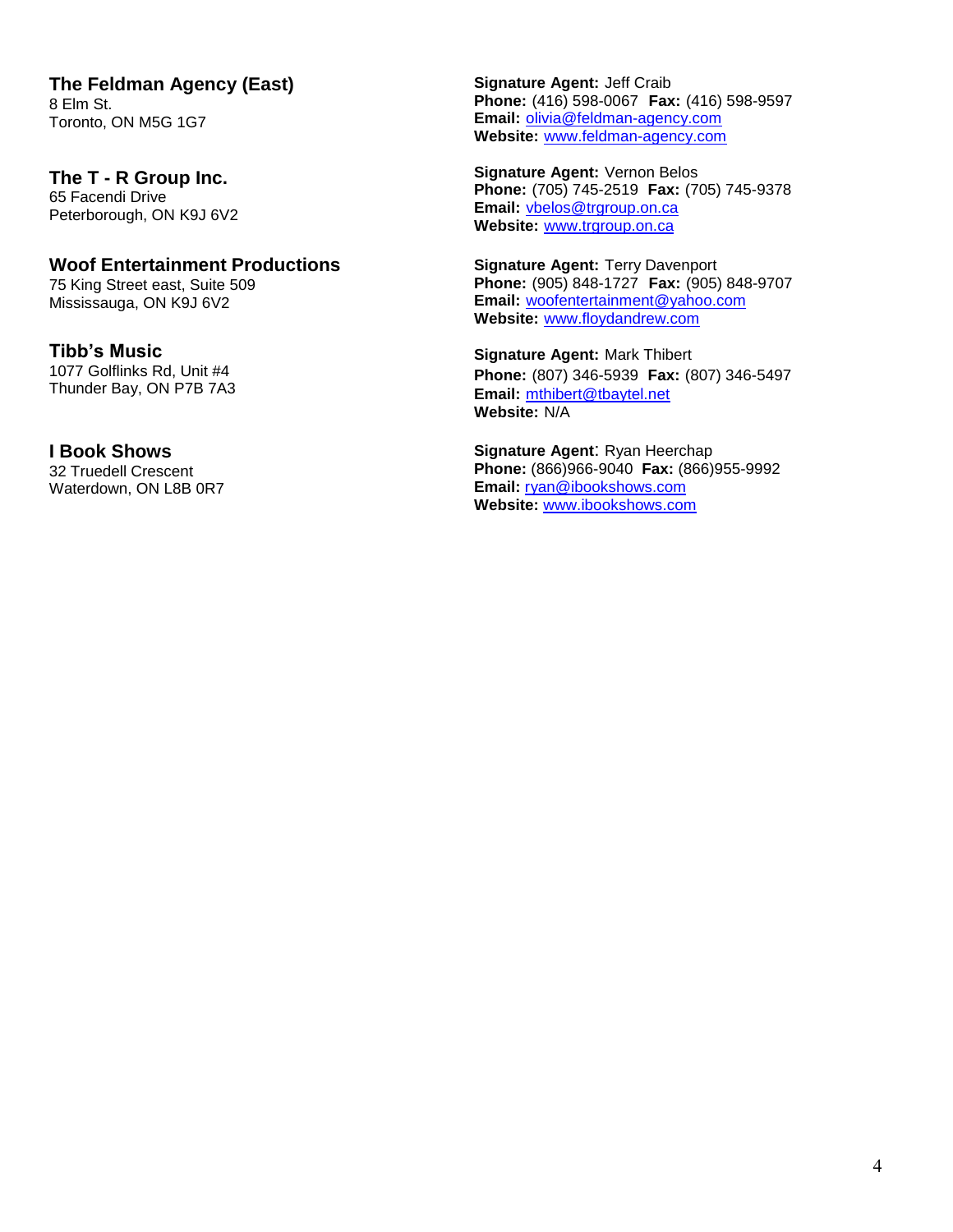### The Feldman Agency (East)

8 Elm St.
Toronto, ON M5G 1G7

**Signature Agent:** Jeff Craib
**Phone:** (416) 598-0067 **Fax:** (416) 598-9597
**Email:** olivia@feldman-agency.com
**Website:** www.feldman-agency.com

### The T - R Group Inc.

65 Facendi Drive
Peterborough, ON K9J 6V2

**Signature Agent:** Vernon Belos
**Phone:** (705) 745-2519 **Fax:** (705) 745-9378
**Email:** vbelos@trgroup.on.ca
**Website:** www.trgroup.on.ca

### Woof Entertainment Productions

75 King Street east, Suite 509
Mississauga, ON K9J 6V2

**Signature Agent:** Terry Davenport
**Phone:** (905) 848-1727 **Fax:** (905) 848-9707
**Email:** woofentertainment@yahoo.com
**Website:** www.floydandrew.com

### Tibb's Music

1077 Golflinks Rd, Unit #4
Thunder Bay, ON P7B 7A3

**Signature Agent:** Mark Thibert
**Phone:** (807) 346-5939 **Fax:** (807) 346-5497
**Email:** mthibert@tbaytel.net
**Website:** N/A

### I Book Shows

32 Truedell Crescent
Waterdown, ON L8B 0R7

**Signature Agent**: Ryan Heerchap
**Phone:** (866)966-9040 **Fax:** (866)955-9992
**Email:** ryan@ibookshows.com
**Website:** www.ibookshows.com